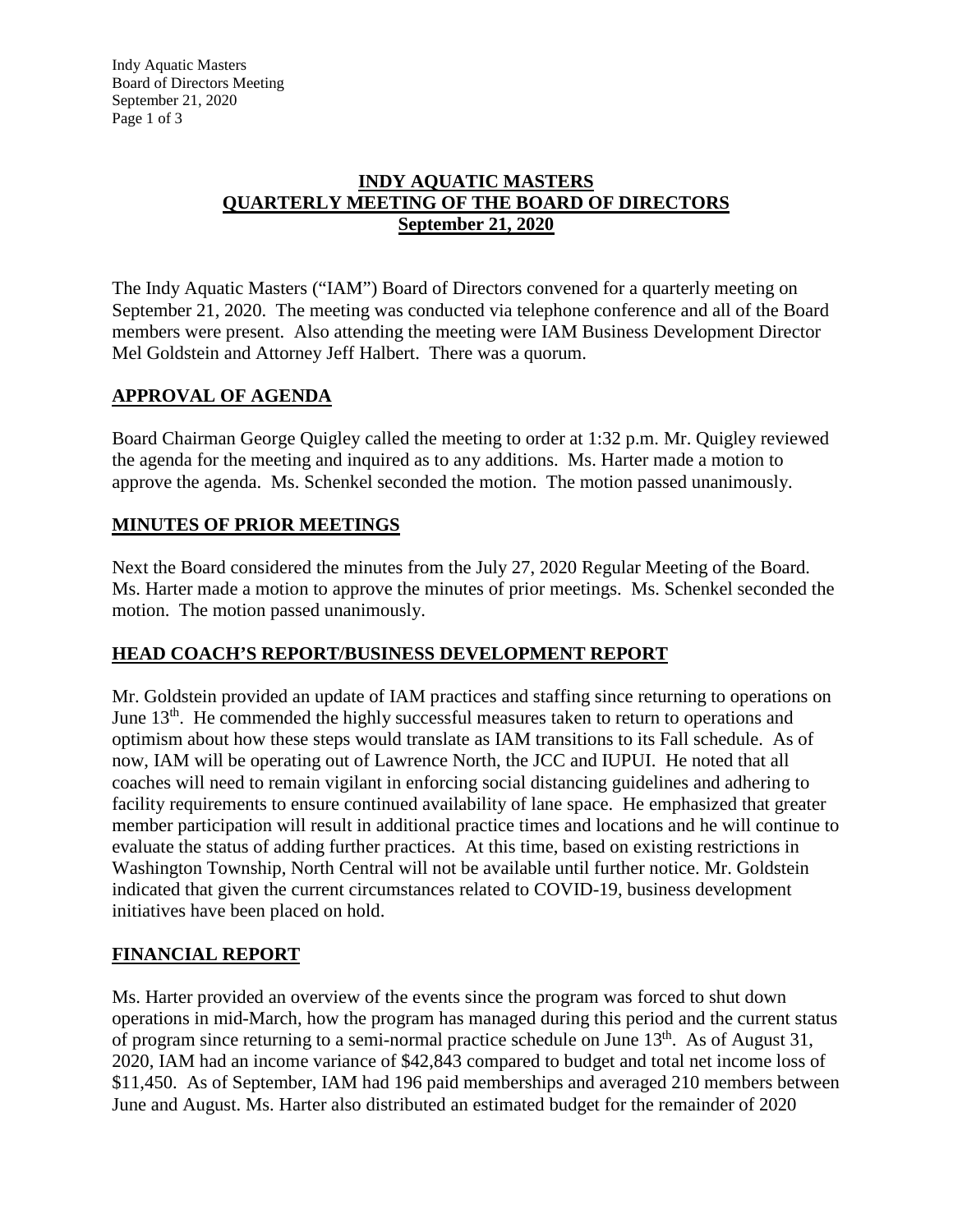# INDY AQUATIC MASTERS
# QUARTERLY MEETING OF THE BOARD OF DIRECTORS
# September 21, 2020

The Indy Aquatic Masters ("IAM") Board of Directors convened for a quarterly meeting on September 21, 2020. The meeting was conducted via telephone conference and all of the Board members were present. Also attending the meeting were IAM Business Development Director Mel Goldstein and Attorney Jeff Halbert. There was a quorum.

## APPROVAL OF AGENDA

Board Chairman George Quigley called the meeting to order at 1:32 p.m. Mr. Quigley reviewed the agenda for the meeting and inquired as to any additions. Ms. Harter made a motion to approve the agenda. Ms. Schenkel seconded the motion. The motion passed unanimously.

## MINUTES OF PRIOR MEETINGS

Next the Board considered the minutes from the July 27, 2020 Regular Meeting of the Board. Ms. Harter made a motion to approve the minutes of prior meetings. Ms. Schenkel seconded the motion. The motion passed unanimously.

## HEAD COACH'S REPORT/BUSINESS DEVELOPMENT REPORT

Mr. Goldstein provided an update of IAM practices and staffing since returning to operations on June 13th. He commended the highly successful measures taken to return to operations and optimism about how these steps would translate as IAM transitions to its Fall schedule. As of now, IAM will be operating out of Lawrence North, the JCC and IUPUI. He noted that all coaches will need to remain vigilant in enforcing social distancing guidelines and adhering to facility requirements to ensure continued availability of lane space. He emphasized that greater member participation will result in additional practice times and locations and he will continue to evaluate the status of adding further practices. At this time, based on existing restrictions in Washington Township, North Central will not be available until further notice. Mr. Goldstein indicated that given the current circumstances related to COVID-19, business development initiatives have been placed on hold.

## FINANCIAL REPORT

Ms. Harter provided an overview of the events since the program was forced to shut down operations in mid-March, how the program has managed during this period and the current status of program since returning to a semi-normal practice schedule on June 13th. As of August 31, 2020, IAM had an income variance of $42,843 compared to budget and total net income loss of $11,450. As of September, IAM had 196 paid memberships and averaged 210 members between June and August. Ms. Harter also distributed an estimated budget for the remainder of 2020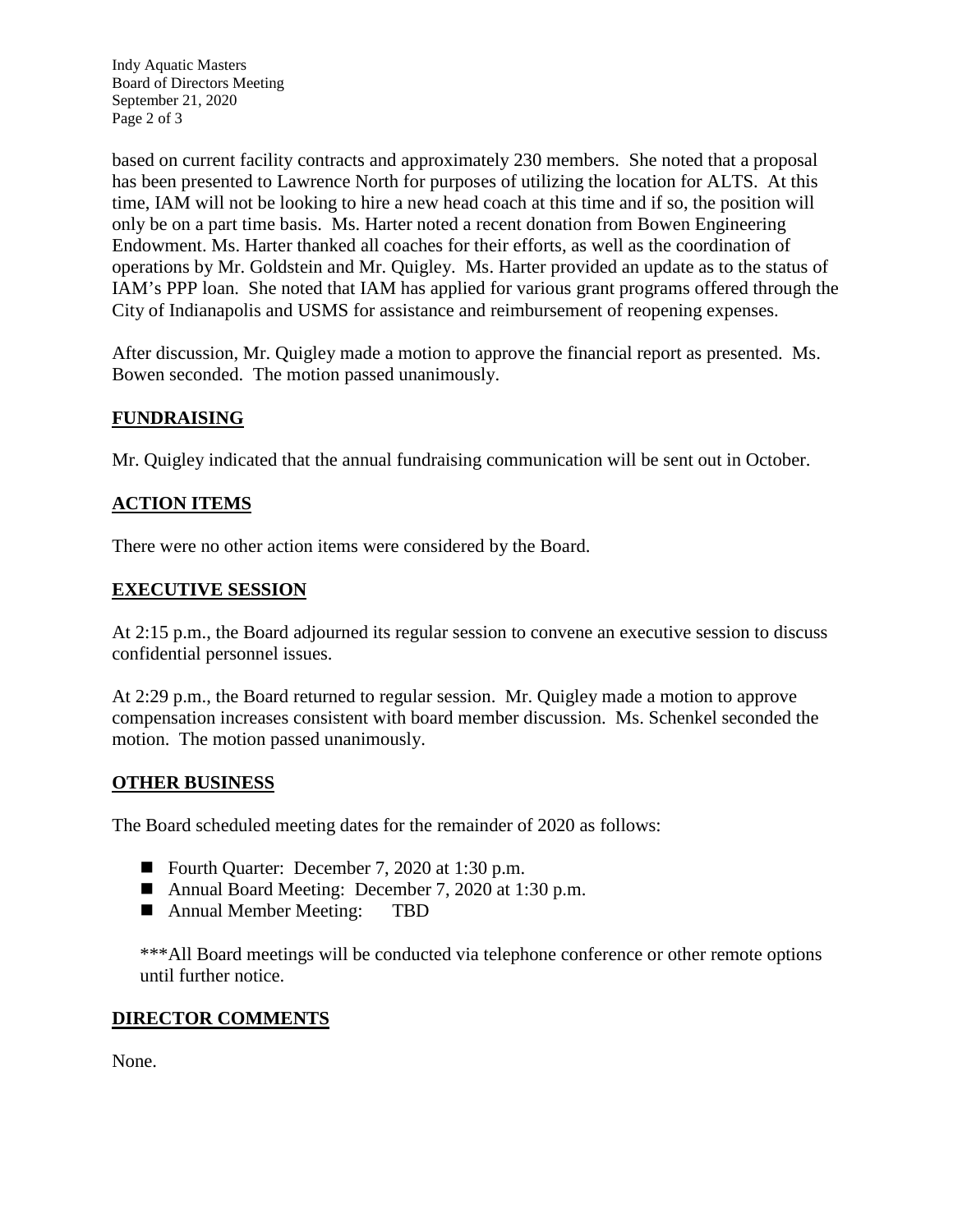based on current facility contracts and approximately 230 members. She noted that a proposal has been presented to Lawrence North for purposes of utilizing the location for ALTS. At this time, IAM will not be looking to hire a new head coach at this time and if so, the position will only be on a part time basis. Ms. Harter noted a recent donation from Bowen Engineering Endowment. Ms. Harter thanked all coaches for their efforts, as well as the coordination of operations by Mr. Goldstein and Mr. Quigley. Ms. Harter provided an update as to the status of IAM's PPP loan. She noted that IAM has applied for various grant programs offered through the City of Indianapolis and USMS for assistance and reimbursement of reopening expenses.

After discussion, Mr. Quigley made a motion to approve the financial report as presented. Ms. Bowen seconded. The motion passed unanimously.

## FUNDRAISING

Mr. Quigley indicated that the annual fundraising communication will be sent out in October.

## ACTION ITEMS

There were no other action items were considered by the Board.

## EXECUTIVE SESSION

At 2:15 p.m., the Board adjourned its regular session to convene an executive session to discuss confidential personnel issues.

At 2:29 p.m., the Board returned to regular session. Mr. Quigley made a motion to approve compensation increases consistent with board member discussion. Ms. Schenkel seconded the motion. The motion passed unanimously.

## OTHER BUSINESS

The Board scheduled meeting dates for the remainder of 2020 as follows:

- Fourth Quarter: December 7, 2020 at 1:30 p.m.
- Annual Board Meeting: December 7, 2020 at 1:30 p.m.
- Annual Member Meeting: TBD

***All Board meetings will be conducted via telephone conference or other remote options until further notice.

## DIRECTOR COMMENTS

None.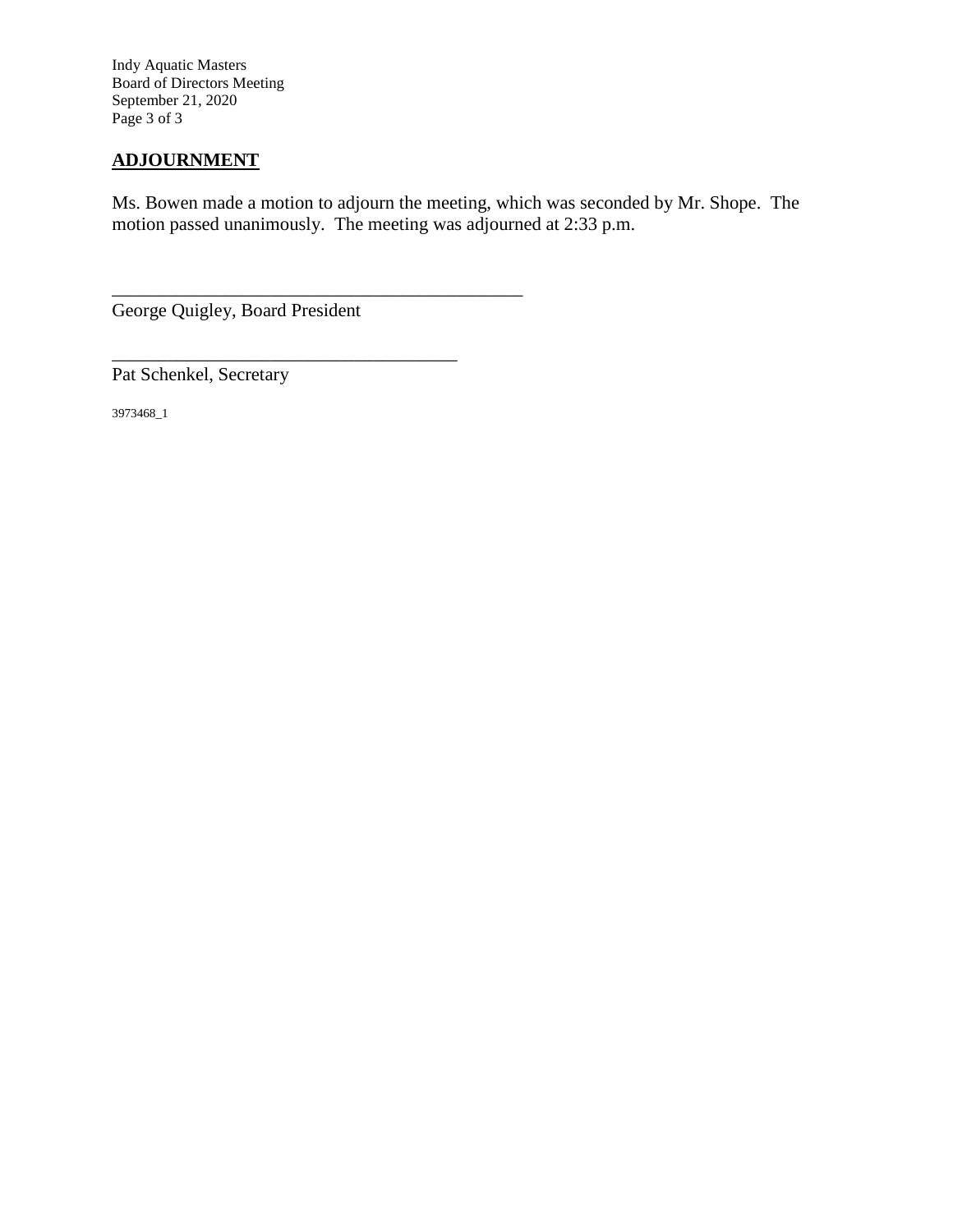## ADJOURNMENT

Ms. Bowen made a motion to adjourn the meeting, which was seconded by Mr. Shope. The motion passed unanimously. The meeting was adjourned at 2:33 p.m.

______________________________________________
George Quigley, Board President

______________________________________
Pat Schenkel, Secretary

3973468_1